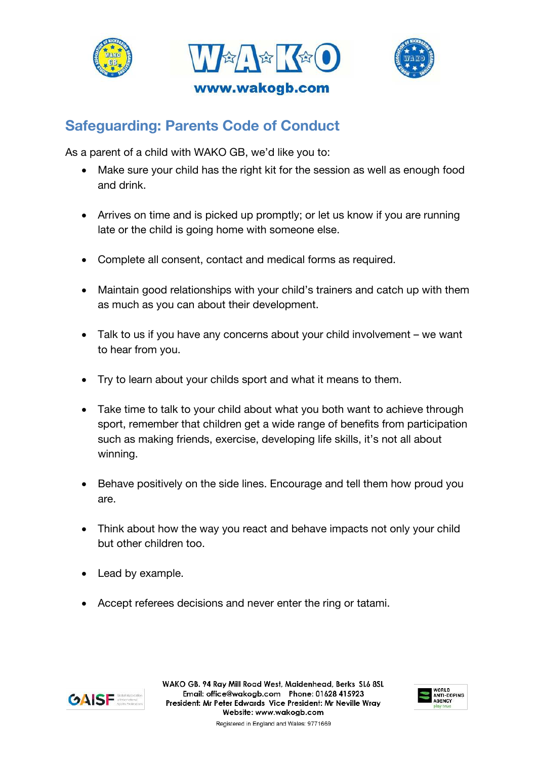www.wakogb.com

## Safeguarding: Parents Code of Conduct

As a parent of a child with WAKO GB, we'd like you to:

- Make sure your child has the right kit for the session as well as enough food and drink.
- Arrives on time and is picked up promptly; or let us know if you are running late or the child is going home with someone else.
- Complete all consent, contact and medical forms as required.
- Maintain good relationships with your child's trainers and catch up with them as much as you can about their development.
- Talk to us if you have any concerns about your child involvement – we want to hear from you.
- Try to learn about your childs sport and what it means to them.
- Take time to talk to your child about what you both want to achieve through sport, remember that children get a wide range of benefits from participation such as making friends, exercise, developing life skills, it's not all about winning.
- Behave positively on the side lines. Encourage and tell them how proud you are.
- Think about how the way you react and behave impacts not only your child but other children too.
- Lead by example.
- Accept referees decisions and never enter the ring or tatami.

WAKO GB. 94 Ray Mill Road West, Maidenhead, Berks SL6 8SL
Email: office@wakogb.com Phone: 01628 415923
President: Mr Peter Edwards Vice President: Mr Neville Wray
Website: www.wakogb.com
Registered in England and Wales: 9771669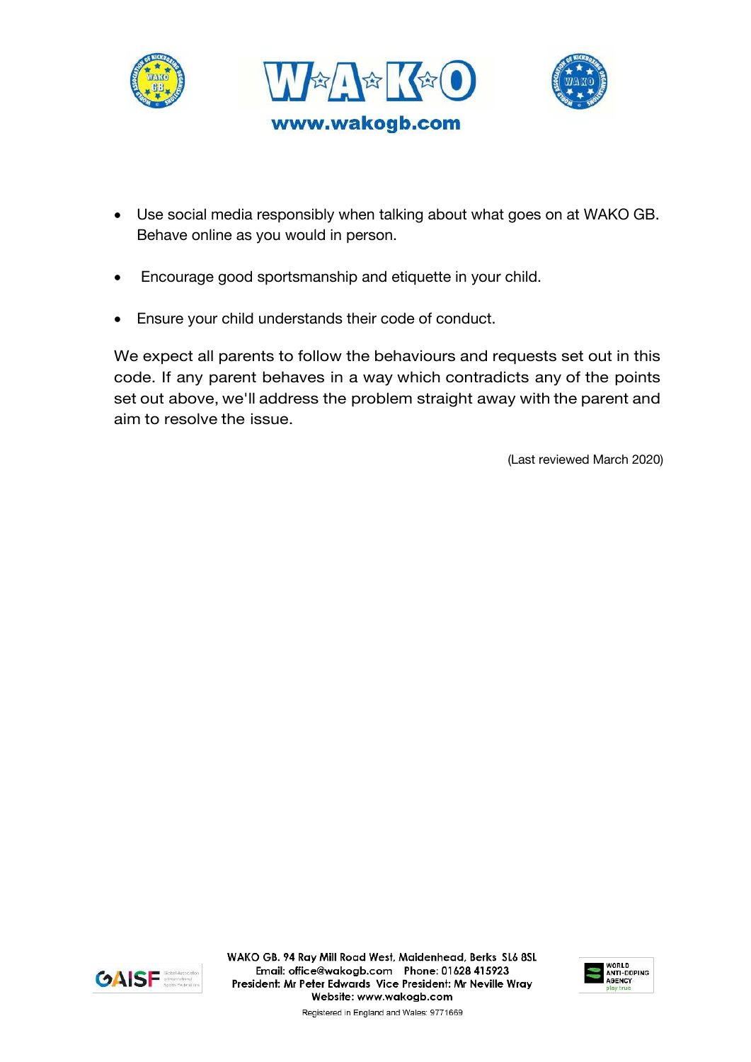- Use social media responsibly when talking about what goes on at WAKO GB. Behave online as you would in person.
- Encourage good sportsmanship and etiquette in your child.
- Ensure your child understands their code of conduct.

We expect all parents to follow the behaviours and requests set out in this code. If any parent behaves in a way which contradicts any of the points set out above, we'll address the problem straight away with the parent and aim to resolve the issue.

(Last reviewed March 2020)